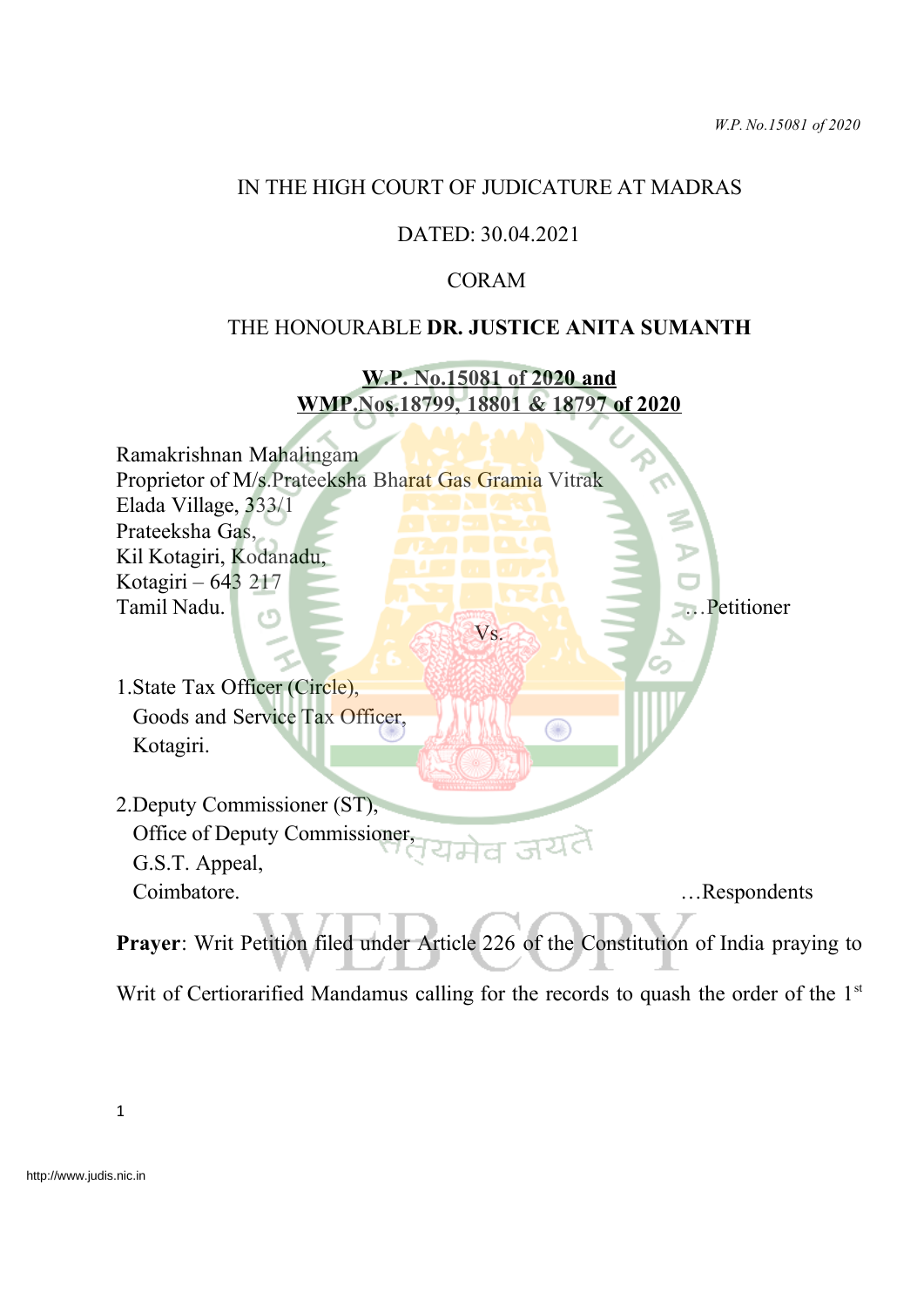IN THE HIGH COURT OF JUDICATURE AT MADRAS

DATED: 30.04.2021

CORAM

THE HONOURABLE **DR. JUSTICE ANITA SUMANTH**

**W.P. No.15081 of 2020 and**
**WMP.Nos.18799, 18801 & 18797 of 2020**

Ramakrishnan Mahalingam
Proprietor of M/s.Prateeksha Bharat Gas Gramia Vitrak
Elada Village, 333/1
Prateeksha Gas,
Kil Kotagiri, Kodanadu,
Kotagiri – 643 217
Tamil Nadu. …Petitioner

Vs.

1.State Tax Officer (Circle),
Goods and Service Tax Officer,
Kotagiri.

2.Deputy Commissioner (ST),
Office of Deputy Commissioner,
G.S.T. Appeal,
Coimbatore. …Respondents

**Prayer**: Writ Petition filed under Article 226 of the Constitution of India praying to Writ of Certiorarified Mandamus calling for the records to quash the order of the 1st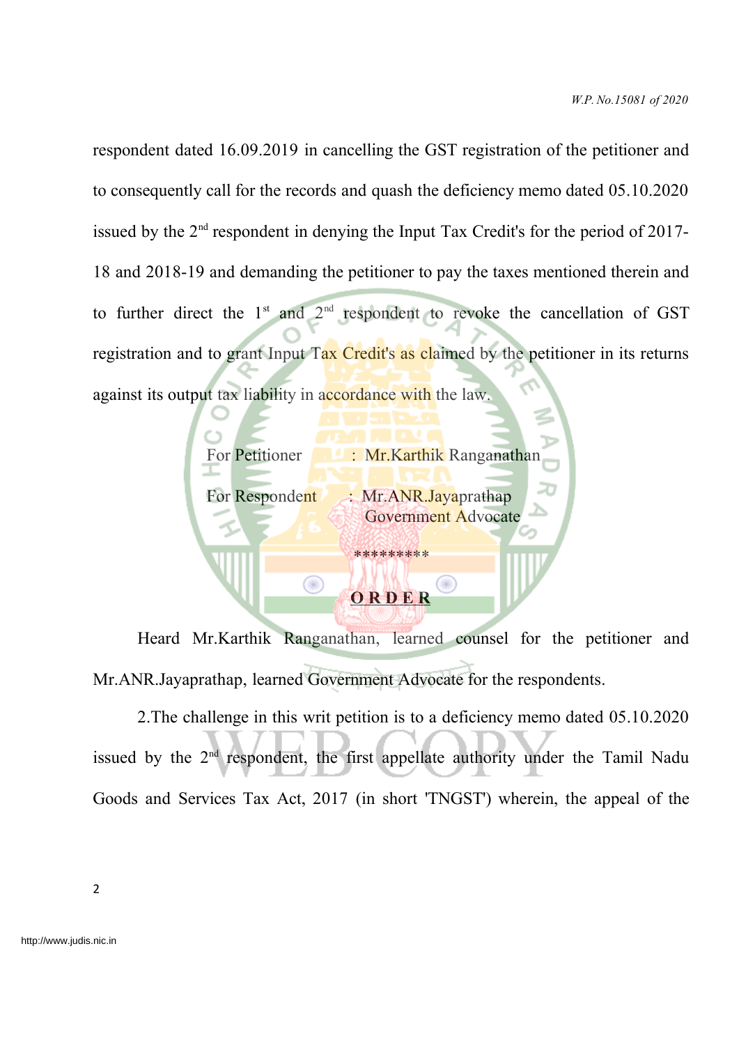respondent dated 16.09.2019 in cancelling the GST registration of the petitioner and to consequently call for the records and quash the deficiency memo dated 05.10.2020 issued by the 2[nd] respondent in denying the Input Tax Credit's for the period of 2017-18 and 2018-19 and demanding the petitioner to pay the taxes mentioned therein and to further direct the 1[st] and 2[nd] respondent to revoke the cancellation of GST registration and to grant Input Tax Credit's as claimed by the petitioner in its returns against its output tax liability in accordance with the law.

For Petitioner : Mr.Karthik Ranganathan

For Respondent : Mr.ANR.Jayaprathap
Government Advocate

*********

**ORDER**

Heard Mr.Karthik Ranganathan, learned counsel for the petitioner and Mr.ANR.Jayaprathap, learned Government Advocate for the respondents.

2.The challenge in this writ petition is to a deficiency memo dated 05.10.2020 issued by the 2[nd] respondent, the first appellate authority under the Tamil Nadu Goods and Services Tax Act, 2017 (in short 'TNGST') wherein, the appeal of the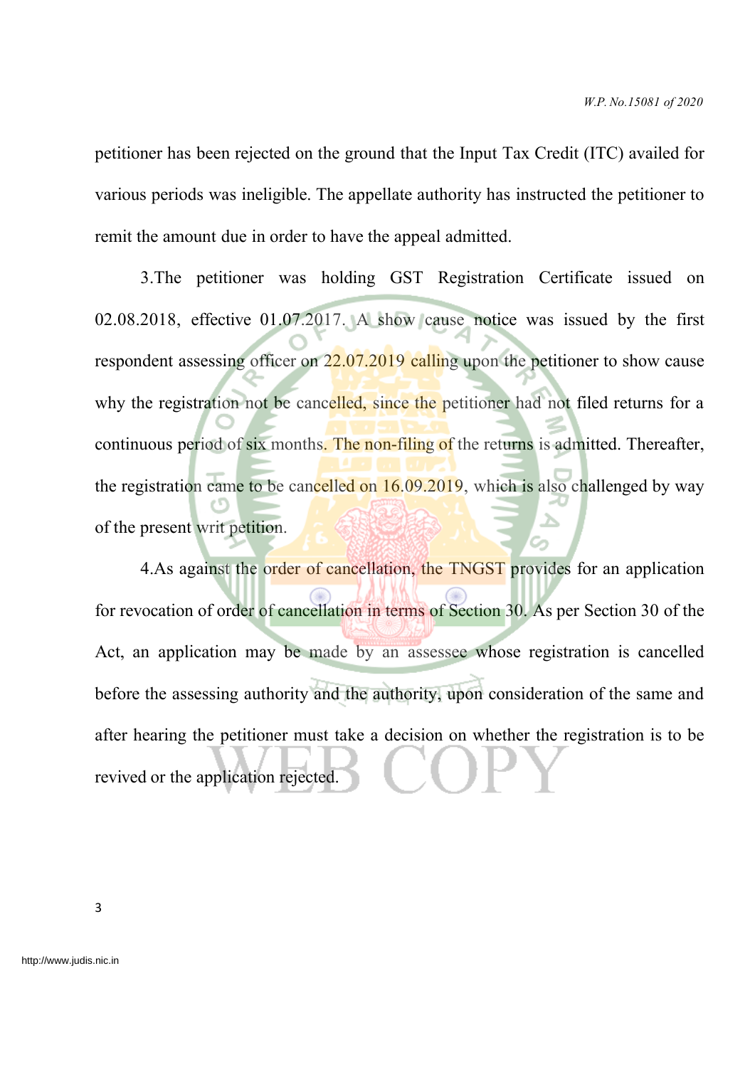petitioner has been rejected on the ground that the Input Tax Credit (ITC) availed for various periods was ineligible. The appellate authority has instructed the petitioner to remit the amount due in order to have the appeal admitted.

3.The petitioner was holding GST Registration Certificate issued on 02.08.2018, effective 01.07.2017. A show cause notice was issued by the first respondent assessing officer on 22.07.2019 calling upon the petitioner to show cause why the registration not be cancelled, since the petitioner had not filed returns for a continuous period of six months. The non-filing of the returns is admitted. Thereafter, the registration came to be cancelled on 16.09.2019, which is also challenged by way of the present writ petition.

4.As against the order of cancellation, the TNGST provides for an application for revocation of order of cancellation in terms of Section 30. As per Section 30 of the Act, an application may be made by an assessee whose registration is cancelled before the assessing authority and the authority, upon consideration of the same and after hearing the petitioner must take a decision on whether the registration is to be revived or the application rejected.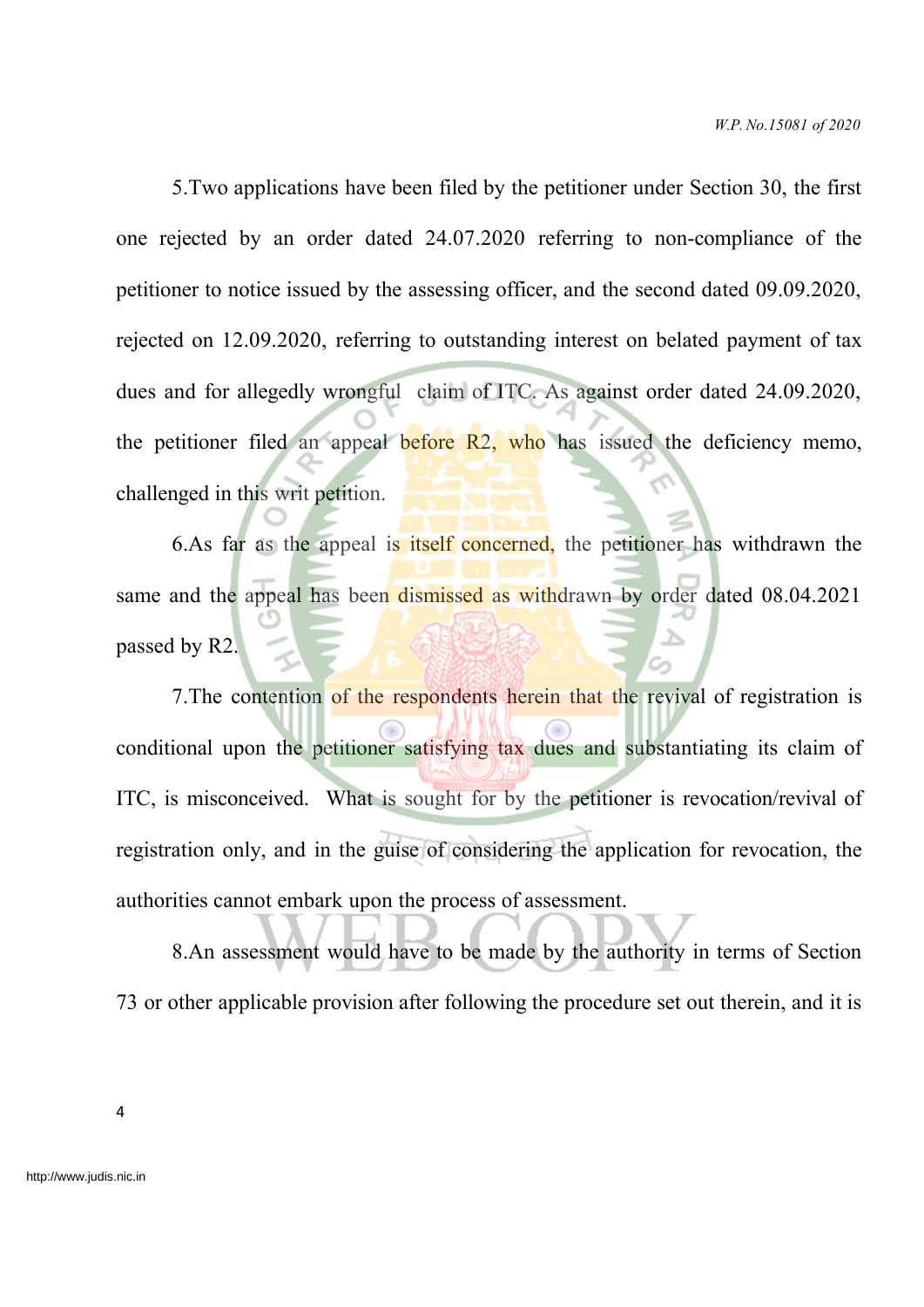5.Two applications have been filed by the petitioner under Section 30, the first one rejected by an order dated 24.07.2020 referring to non-compliance of the petitioner to notice issued by the assessing officer, and the second dated 09.09.2020, rejected on 12.09.2020, referring to outstanding interest on belated payment of tax dues and for allegedly wrongful claim of ITC. As against order dated 24.09.2020, the petitioner filed an appeal before R2, who has issued the deficiency memo, challenged in this writ petition.

6.As far as the appeal is itself concerned, the petitioner has withdrawn the same and the appeal has been dismissed as withdrawn by order dated 08.04.2021 passed by R2.

7.The contention of the respondents herein that the revival of registration is conditional upon the petitioner satisfying tax dues and substantiating its claim of ITC, is misconceived. What is sought for by the petitioner is revocation/revival of registration only, and in the guise of considering the application for revocation, the authorities cannot embark upon the process of assessment.

8.An assessment would have to be made by the authority in terms of Section 73 or other applicable provision after following the procedure set out therein, and it is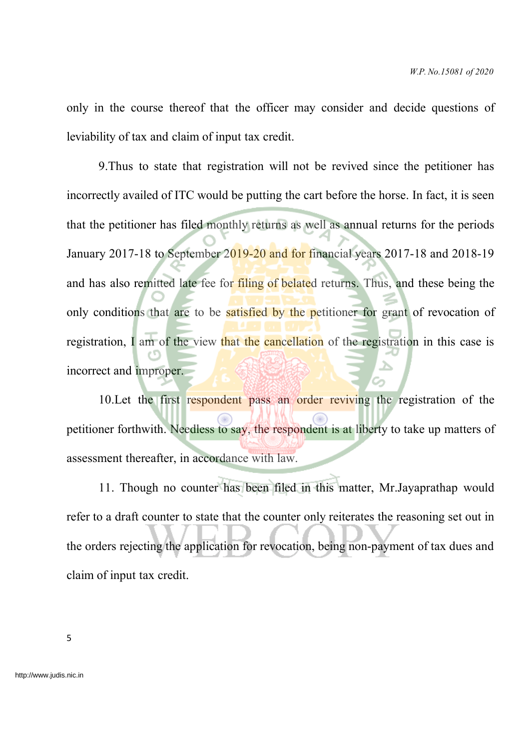only in the course thereof that the officer may consider and decide questions of leviability of tax and claim of input tax credit.

9.Thus to state that registration will not be revived since the petitioner has incorrectly availed of ITC would be putting the cart before the horse. In fact, it is seen that the petitioner has filed monthly returns as well as annual returns for the periods January 2017-18 to September 2019-20 and for financial years 2017-18 and 2018-19 and has also remitted late fee for filing of belated returns. Thus, and these being the only conditions that are to be satisfied by the petitioner for grant of revocation of registration, I am of the view that the cancellation of the registration in this case is incorrect and improper.

10.Let the first respondent pass an order reviving the registration of the petitioner forthwith. Needless to say, the respondent is at liberty to take up matters of assessment thereafter, in accordance with law.

11. Though no counter has been filed in this matter, Mr.Jayaprathap would refer to a draft counter to state that the counter only reiterates the reasoning set out in the orders rejecting the application for revocation, being non-payment of tax dues and claim of input tax credit.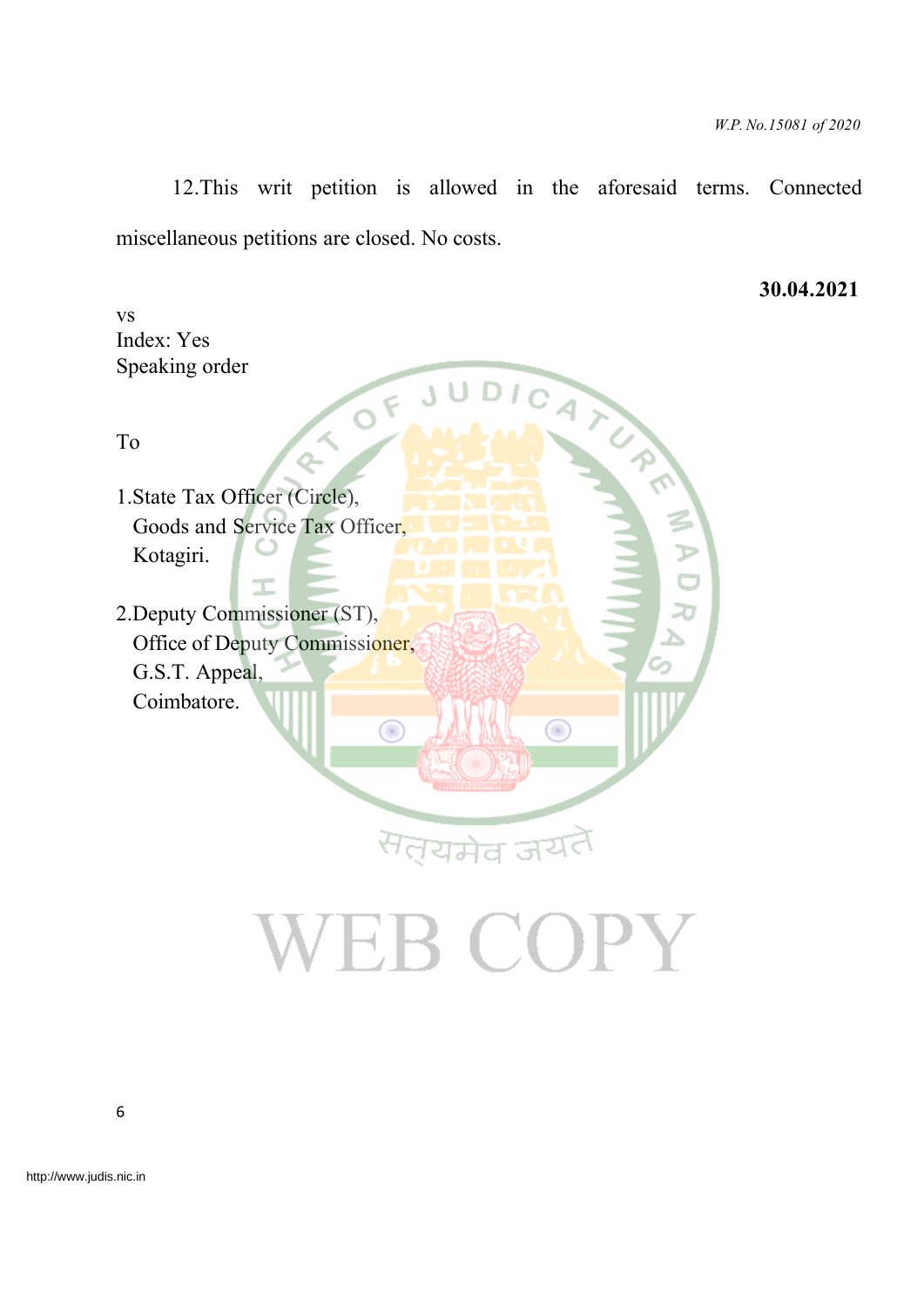12.This writ petition is allowed in the aforesaid terms. Connected miscellaneous petitions are closed. No costs.

**30.04.2021**

vs
Index: Yes
Speaking order

To

1.State Tax Officer (Circle),
Goods and Service Tax Officer,
Kotagiri.

2.Deputy Commissioner (ST),
Office of Deputy Commissioner,
G.S.T. Appeal,
Coimbatore.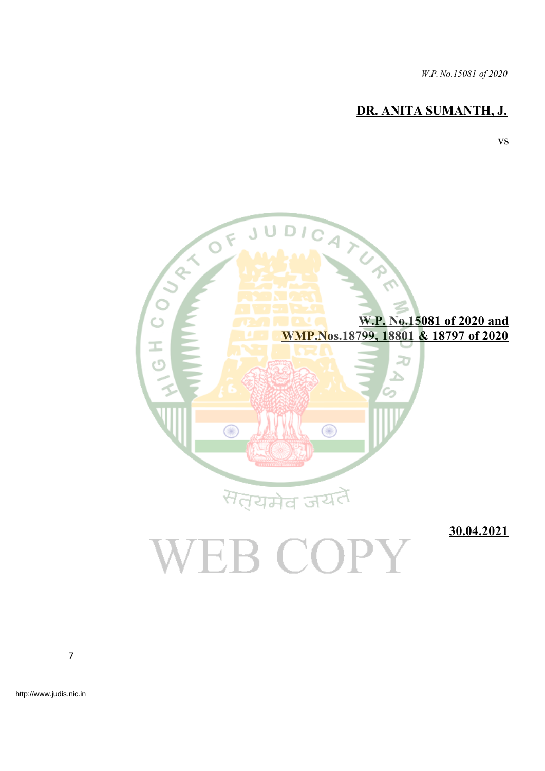**DR. ANITA SUMANTH, J.**

vs

**W.P. No.15081 of 2020 and**
**WMP.Nos.18799, 18801 & 18797 of 2020**

**30.04.2021**